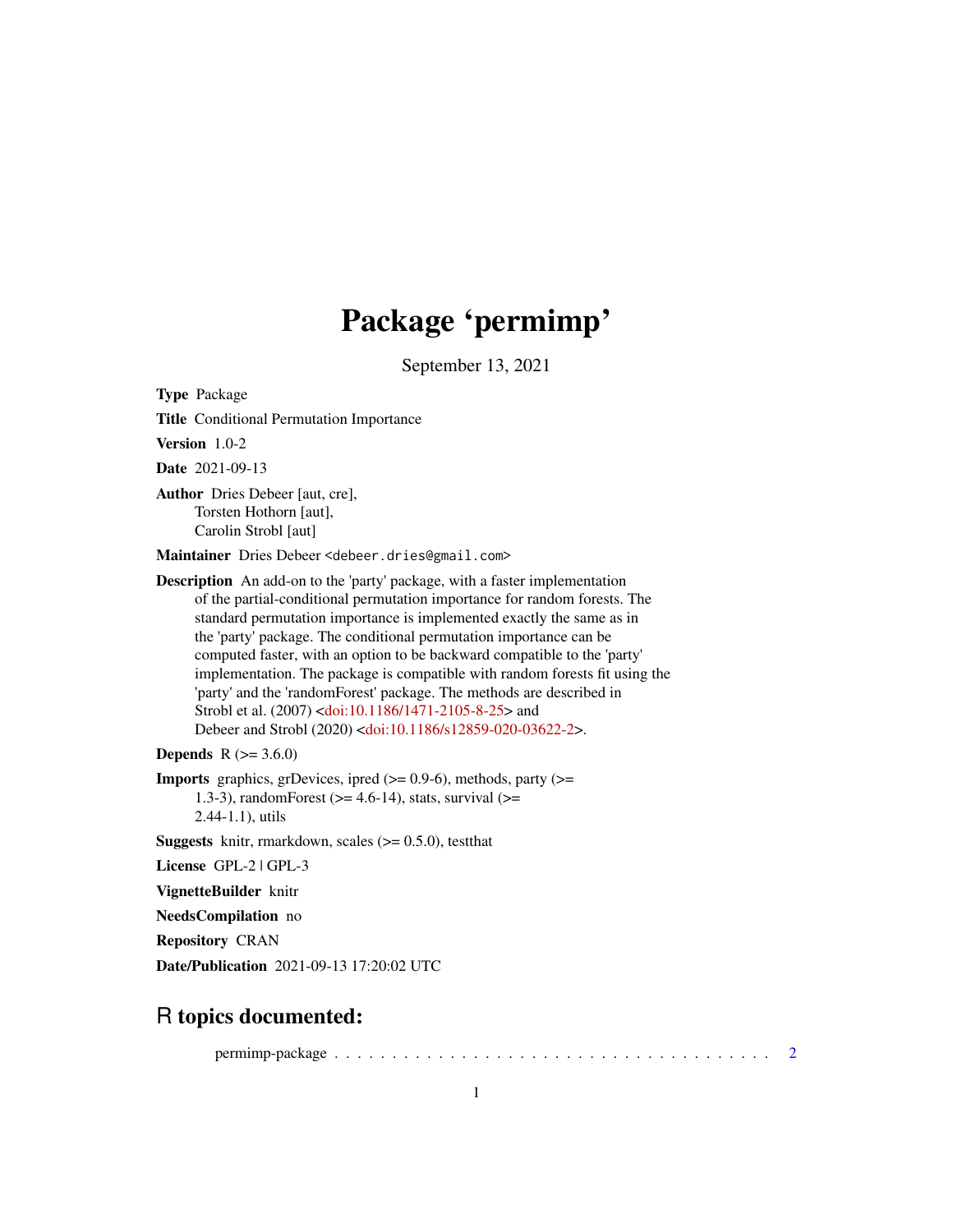# Package 'permimp'

September 13, 2021

**Type** Package

**Title** Conditional Permutation Importance

**Version** 1.0-2

**Date** 2021-09-13

**Author** Dries Debeer [aut, cre],
Torsten Hothorn [aut],
Carolin Strobl [aut]

**Maintainer** Dries Debeer <debeer.dries@gmail.com>

**Description** An add-on to the 'party' package, with a faster implementation of the partial-conditional permutation importance for random forests. The standard permutation importance is implemented exactly the same as in the 'party' package. The conditional permutation importance can be computed faster, with an option to be backward compatible to the 'party' implementation. The package is compatible with random forests fit using the 'party' and the 'randomForest' package. The methods are described in Strobl et al. (2007) <doi:10.1186/1471-2105-8-25> and Debeer and Strobl (2020) <doi:10.1186/s12859-020-03622-2>.

**Depends** R (>= 3.6.0)

**Imports** graphics, grDevices, ipred (>= 0.9-6), methods, party (>= 1.3-3), randomForest (>= 4.6-14), stats, survival (>= 2.44-1.1), utils

**Suggests** knitr, rmarkdown, scales (>= 0.5.0), testthat

**License** GPL-2 | GPL-3

**VignetteBuilder** knitr

**NeedsCompilation** no

**Repository** CRAN

**Date/Publication** 2021-09-13 17:20:02 UTC

## R topics documented:

permimp-package . . . . . . . . . . . . . . . . . . . . . . . . . . . . . . . . . . . . . . 2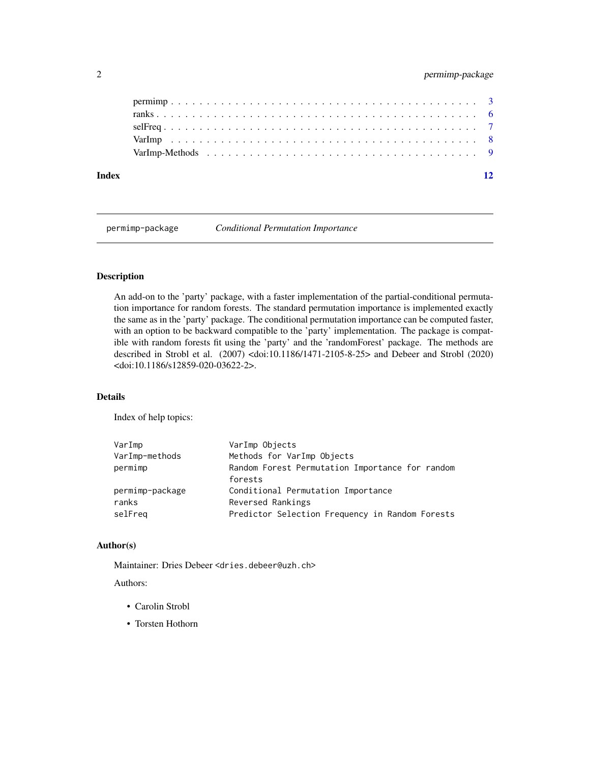permimp . . . . . . . . . . . . . . . . . . . . . . . . . . . . . . . . . . . . . . . . . 3
ranks . . . . . . . . . . . . . . . . . . . . . . . . . . . . . . . . . . . . . . . . . . 6
selFreq . . . . . . . . . . . . . . . . . . . . . . . . . . . . . . . . . . . . . . . . . 7
VarImp . . . . . . . . . . . . . . . . . . . . . . . . . . . . . . . . . . . . . . . . . 8
VarImp-Methods . . . . . . . . . . . . . . . . . . . . . . . . . . . . . . . . . . . . . 9

**Index** **12**

---

`permimp-package` *Conditional Permutation Importance*

---

### Description

An add-on to the 'party' package, with a faster implementation of the partial-conditional permutation importance for random forests. The standard permutation importance is implemented exactly the same as in the 'party' package. The conditional permutation importance can be computed faster, with an option to be backward compatible to the 'party' implementation. The package is compatible with random forests fit using the 'party' and the 'randomForest' package. The methods are described in Strobl et al. (2007) <doi:10.1186/1471-2105-8-25> and Debeer and Strobl (2020) <doi:10.1186/s12859-020-03622-2>.

### Details

Index of help topics:

```
VarImp                  VarImp Objects
VarImp-methods          Methods for VarImp Objects
permimp                 Random Forest Permutation Importance for random
                        forests
permimp-package         Conditional Permutation Importance
ranks                   Reversed Rankings
selFreq                 Predictor Selection Frequency in Random Forests
```

### Author(s)

Maintainer: Dries Debeer <dries.debeer@uzh.ch>

Authors:

- Carolin Strobl
- Torsten Hothorn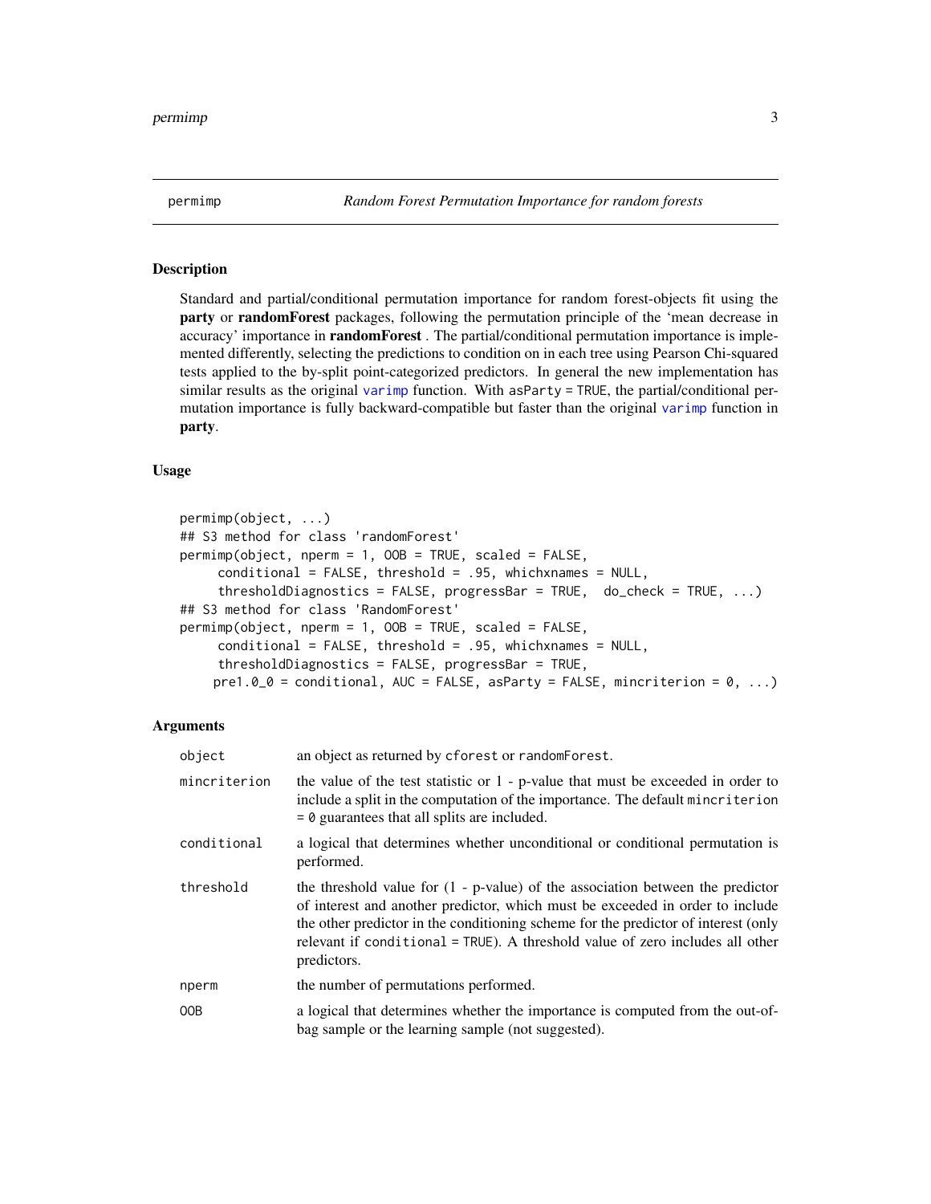permimp *Random Forest Permutation Importance for random forests*

## Description

Standard and partial/conditional permutation importance for random forest-objects fit using the **party** or **randomForest** packages, following the permutation principle of the 'mean decrease in accuracy' importance in **randomForest** . The partial/conditional permutation importance is implemented differently, selecting the predictions to condition on in each tree using Pearson Chi-squared tests applied to the by-split point-categorized predictors. In general the new implementation has similar results as the original varimp function. With asParty = TRUE, the partial/conditional permutation importance is fully backward-compatible but faster than the original varimp function in **party**.

## Usage

```
permimp(object, ...)
## S3 method for class 'randomForest'
permimp(object, nperm = 1, OOB = TRUE, scaled = FALSE,
     conditional = FALSE, threshold = .95, whichxnames = NULL,
     thresholdDiagnostics = FALSE, progressBar = TRUE,  do_check = TRUE, ...)
## S3 method for class 'RandomForest'
permimp(object, nperm = 1, OOB = TRUE, scaled = FALSE,
     conditional = FALSE, threshold = .95, whichxnames = NULL,
     thresholdDiagnostics = FALSE, progressBar = TRUE,
    pre1.0_0 = conditional, AUC = FALSE, asParty = FALSE, mincriterion = 0, ...)
```

## Arguments

| | |
|---|---|
| object | an object as returned by cforest or randomForest. |
| mincriterion | the value of the test statistic or 1 - p-value that must be exceeded in order to include a split in the computation of the importance. The default mincriterion = 0 guarantees that all splits are included. |
| conditional | a logical that determines whether unconditional or conditional permutation is performed. |
| threshold | the threshold value for (1 - p-value) of the association between the predictor of interest and another predictor, which must be exceeded in order to include the other predictor in the conditioning scheme for the predictor of interest (only relevant if conditional = TRUE). A threshold value of zero includes all other predictors. |
| nperm | the number of permutations performed. |
| OOB | a logical that determines whether the importance is computed from the out-of-bag sample or the learning sample (not suggested). |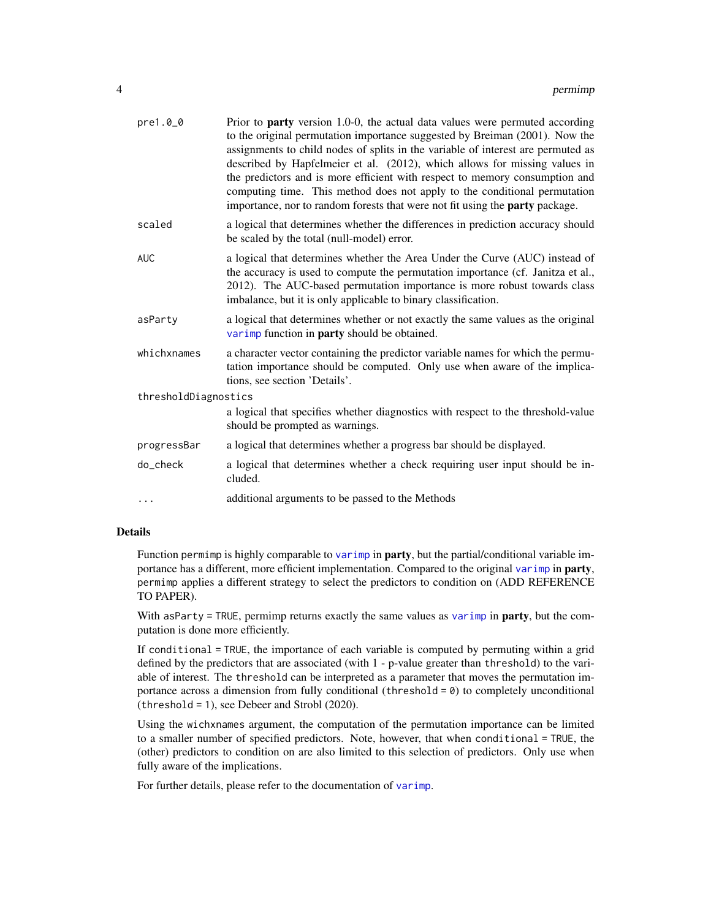| | |
|---|---|
| `pre1.0_0` | Prior to **party** version 1.0-0, the actual data values were permuted according to the original permutation importance suggested by Breiman (2001). Now the assignments to child nodes of splits in the variable of interest are permuted as described by Hapfelmeier et al. (2012), which allows for missing values in the predictors and is more efficient with respect to memory consumption and computing time. This method does not apply to the conditional permutation importance, nor to random forests that were not fit using the **party** package. |
| `scaled` | a logical that determines whether the differences in prediction accuracy should be scaled by the total (null-model) error. |
| `AUC` | a logical that determines whether the Area Under the Curve (AUC) instead of the accuracy is used to compute the permutation importance (cf. Janitza et al., 2012). The AUC-based permutation importance is more robust towards class imbalance, but it is only applicable to binary classification. |
| `asParty` | a logical that determines whether or not exactly the same values as the original `varimp` function in **party** should be obtained. |
| `whichxnames` | a character vector containing the predictor variable names for which the permutation importance should be computed. Only use when aware of the implications, see section 'Details'. |
| `thresholdDiagnostics` | a logical that specifies whether diagnostics with respect to the threshold-value should be prompted as warnings. |
| `progressBar` | a logical that determines whether a progress bar should be displayed. |
| `do_check` | a logical that determines whether a check requiring user input should be included. |
| `...` | additional arguments to be passed to the Methods |

## Details

Function `permimp` is highly comparable to `varimp` in **party**, but the partial/conditional variable importance has a different, more efficient implementation. Compared to the original `varimp` in **party**, `permimp` applies a different strategy to select the predictors to condition on (ADD REFERENCE TO PAPER).

With `asParty = TRUE`, permimp returns exactly the same values as `varimp` in **party**, but the computation is done more efficiently.

If `conditional = TRUE`, the importance of each variable is computed by permuting within a grid defined by the predictors that are associated (with 1 - p-value greater than `threshold`) to the variable of interest. The `threshold` can be interpreted as a parameter that moves the permutation importance across a dimension from fully conditional (`threshold = 0`) to completely unconditional (`threshold = 1`), see Debeer and Strobl (2020).

Using the `wichxnames` argument, the computation of the permutation importance can be limited to a smaller number of specified predictors. Note, however, that when `conditional = TRUE`, the (other) predictors to condition on are also limited to this selection of predictors. Only use when fully aware of the implications.

For further details, please refer to the documentation of `varimp`.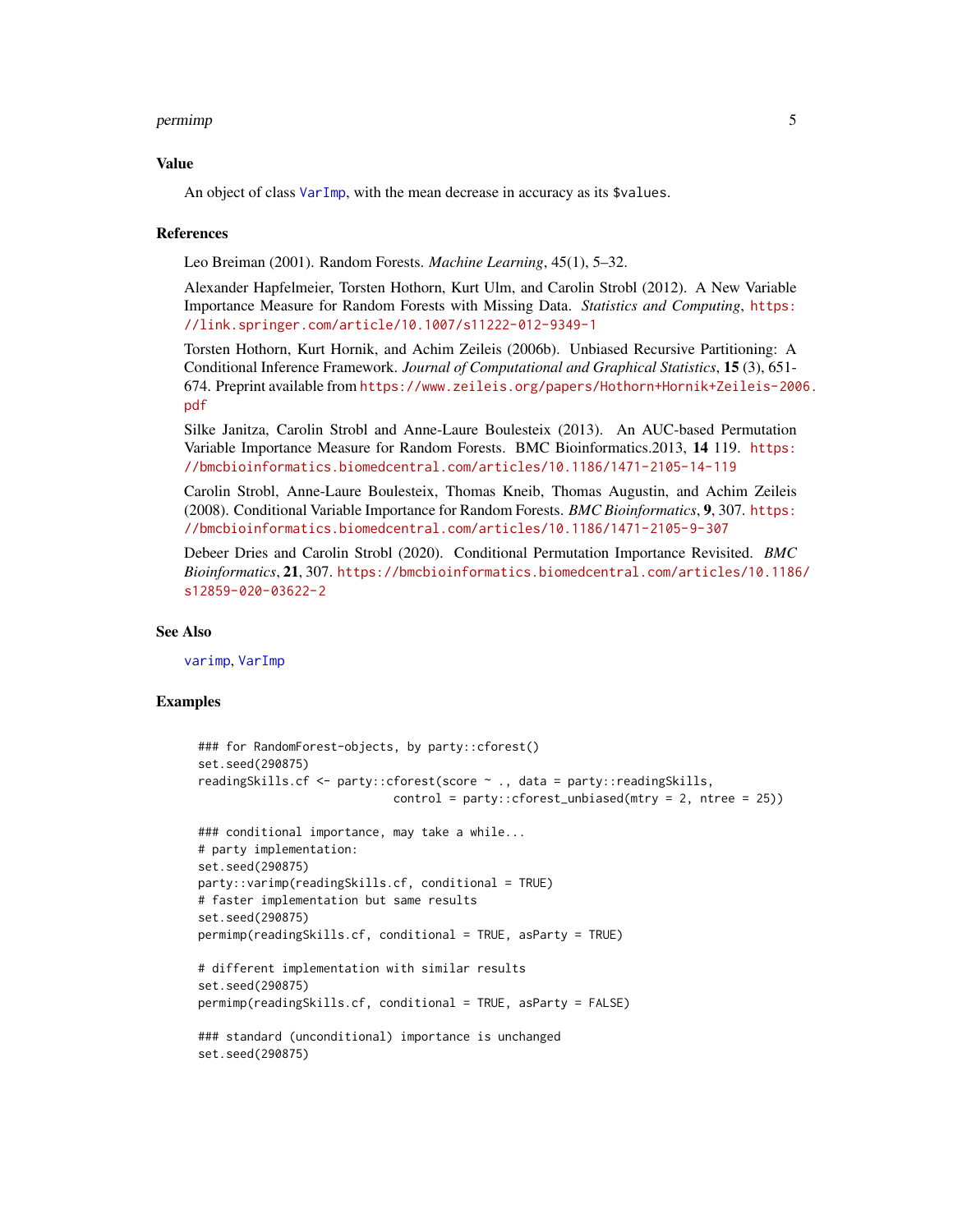## Value

An object of class VarImp, with the mean decrease in accuracy as its `$values`.

## References

Leo Breiman (2001). Random Forests. *Machine Learning*, 45(1), 5–32.

Alexander Hapfelmeier, Torsten Hothorn, Kurt Ulm, and Carolin Strobl (2012). A New Variable Importance Measure for Random Forests with Missing Data. *Statistics and Computing*, https://link.springer.com/article/10.1007/s11222-012-9349-1

Torsten Hothorn, Kurt Hornik, and Achim Zeileis (2006b). Unbiased Recursive Partitioning: A Conditional Inference Framework. *Journal of Computational and Graphical Statistics*, **15** (3), 651-674. Preprint available from https://www.zeileis.org/papers/Hothorn+Hornik+Zeileis-2006.pdf

Silke Janitza, Carolin Strobl and Anne-Laure Boulesteix (2013). An AUC-based Permutation Variable Importance Measure for Random Forests. BMC Bioinformatics.2013, **14** 119. https://bmcbioinformatics.biomedcentral.com/articles/10.1186/1471-2105-14-119

Carolin Strobl, Anne-Laure Boulesteix, Thomas Kneib, Thomas Augustin, and Achim Zeileis (2008). Conditional Variable Importance for Random Forests. *BMC Bioinformatics*, **9**, 307. https://bmcbioinformatics.biomedcentral.com/articles/10.1186/1471-2105-9-307

Debeer Dries and Carolin Strobl (2020). Conditional Permutation Importance Revisited. *BMC Bioinformatics*, **21**, 307. https://bmcbioinformatics.biomedcentral.com/articles/10.1186/s12859-020-03622-2

## See Also

varimp, VarImp

## Examples

```
### for RandomForest-objects, by party::cforest()
set.seed(290875)
readingSkills.cf <- party::cforest(score ~ ., data = party::readingSkills,
                            control = party::cforest_unbiased(mtry = 2, ntree = 25))

### conditional importance, may take a while...
# party implementation:
set.seed(290875)
party::varimp(readingSkills.cf, conditional = TRUE)
# faster implementation but same results
set.seed(290875)
permimp(readingSkills.cf, conditional = TRUE, asParty = TRUE)

# different implementation with similar results
set.seed(290875)
permimp(readingSkills.cf, conditional = TRUE, asParty = FALSE)

### standard (unconditional) importance is unchanged
set.seed(290875)
```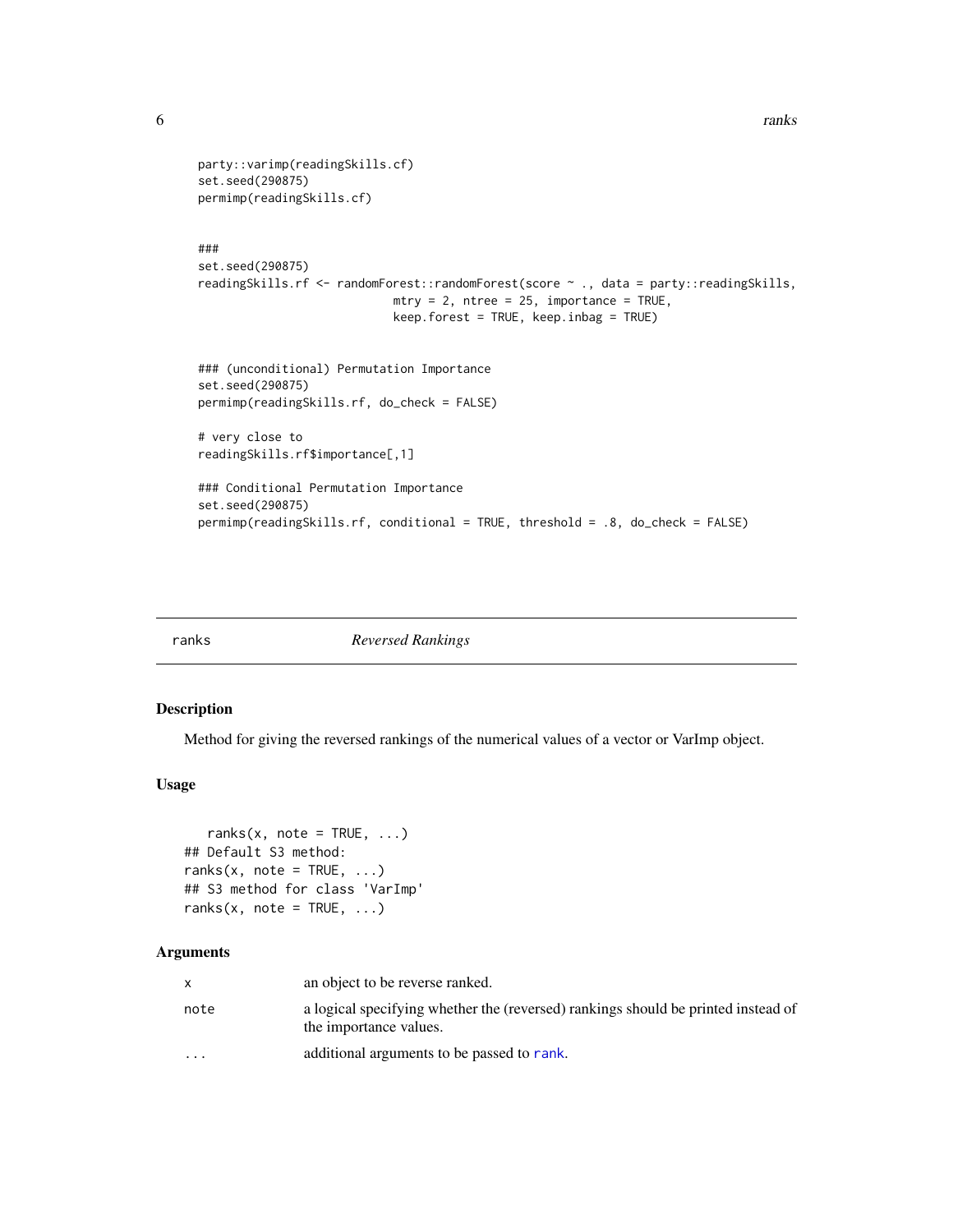```
party::varimp(readingSkills.cf)
set.seed(290875)
permimp(readingSkills.cf)


###
set.seed(290875)
readingSkills.rf <- randomForest::randomForest(score ~ ., data = party::readingSkills,
                            mtry = 2, ntree = 25, importance = TRUE,
                            keep.forest = TRUE, keep.inbag = TRUE)


### (unconditional) Permutation Importance
set.seed(290875)
permimp(readingSkills.rf, do_check = FALSE)

# very close to
readingSkills.rf$importance[,1]

### Conditional Permutation Importance
set.seed(290875)
permimp(readingSkills.rf, conditional = TRUE, threshold = .8, do_check = FALSE)
```

## ranks *Reversed Rankings*

### Description

Method for giving the reversed rankings of the numerical values of a vector or VarImp object.

### Usage

```
   ranks(x, note = TRUE, ...)
## Default S3 method:
ranks(x, note = TRUE, ...)
## S3 method for class 'VarImp'
ranks(x, note = TRUE, ...)
```

### Arguments

| | |
|---|---|
| `x` | an object to be reverse ranked. |
| `note` | a logical specifying whether the (reversed) rankings should be printed instead of the importance values. |
| `...` | additional arguments to be passed to `rank`. |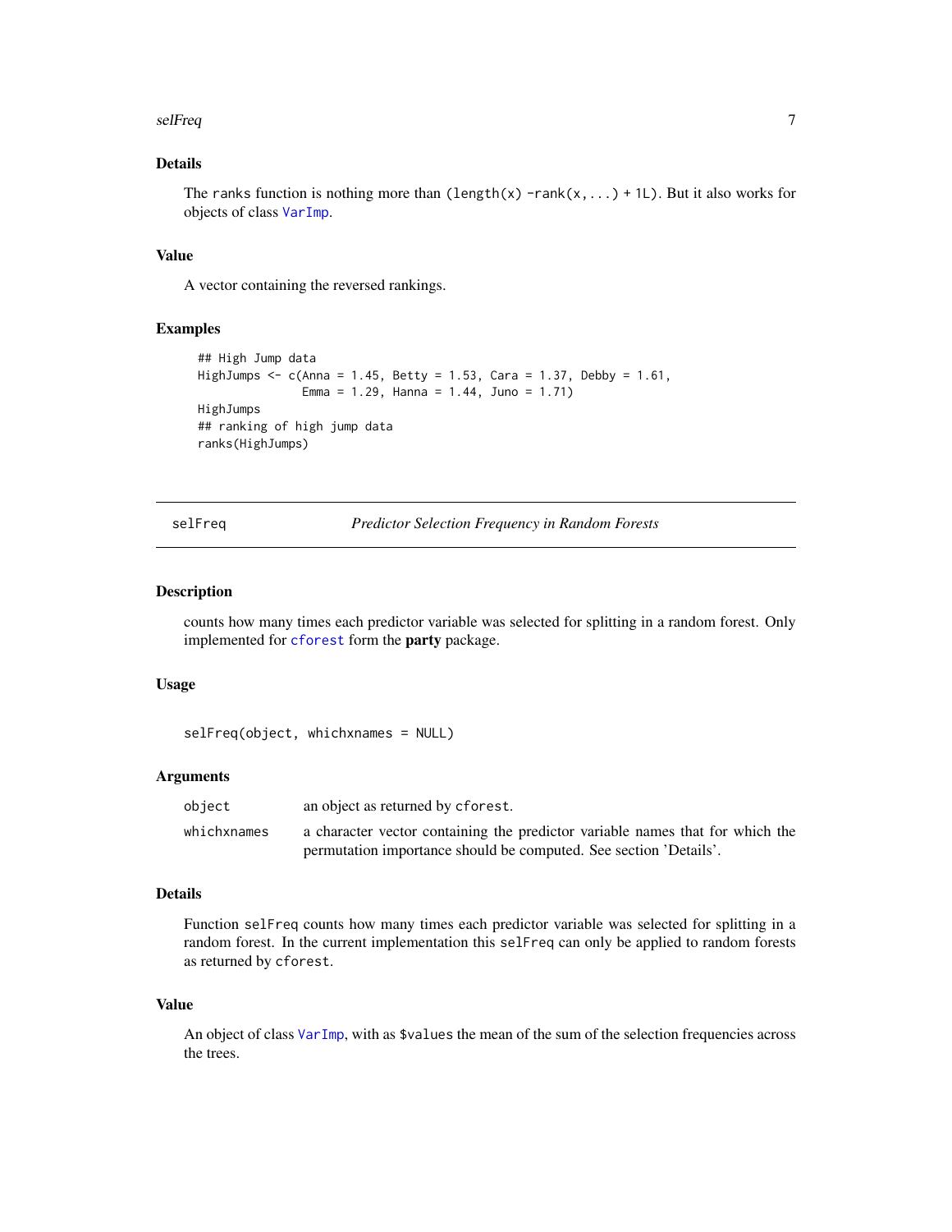### Details

The ranks function is nothing more than (length(x) -rank(x,...) + 1L). But it also works for objects of class VarImp.

### Value

A vector containing the reversed rankings.

### Examples

```
## High Jump data
HighJumps <- c(Anna = 1.45, Betty = 1.53, Cara = 1.37, Debby = 1.61,
               Emma = 1.29, Hanna = 1.44, Juno = 1.71)
HighJumps
## ranking of high jump data
ranks(HighJumps)
```

---

## selFreq — *Predictor Selection Frequency in Random Forests*

### Description

counts how many times each predictor variable was selected for splitting in a random forest. Only implemented for cforest form the **party** package.

### Usage

```
selFreq(object, whichxnames = NULL)
```

### Arguments

| | |
|---|---|
| object | an object as returned by cforest. |
| whichxnames | a character vector containing the predictor variable names that for which the permutation importance should be computed. See section 'Details'. |

### Details

Function selFreq counts how many times each predictor variable was selected for splitting in a random forest. In the current implementation this selFreq can only be applied to random forests as returned by cforest.

### Value

An object of class VarImp, with as $values the mean of the sum of the selection frequencies across the trees.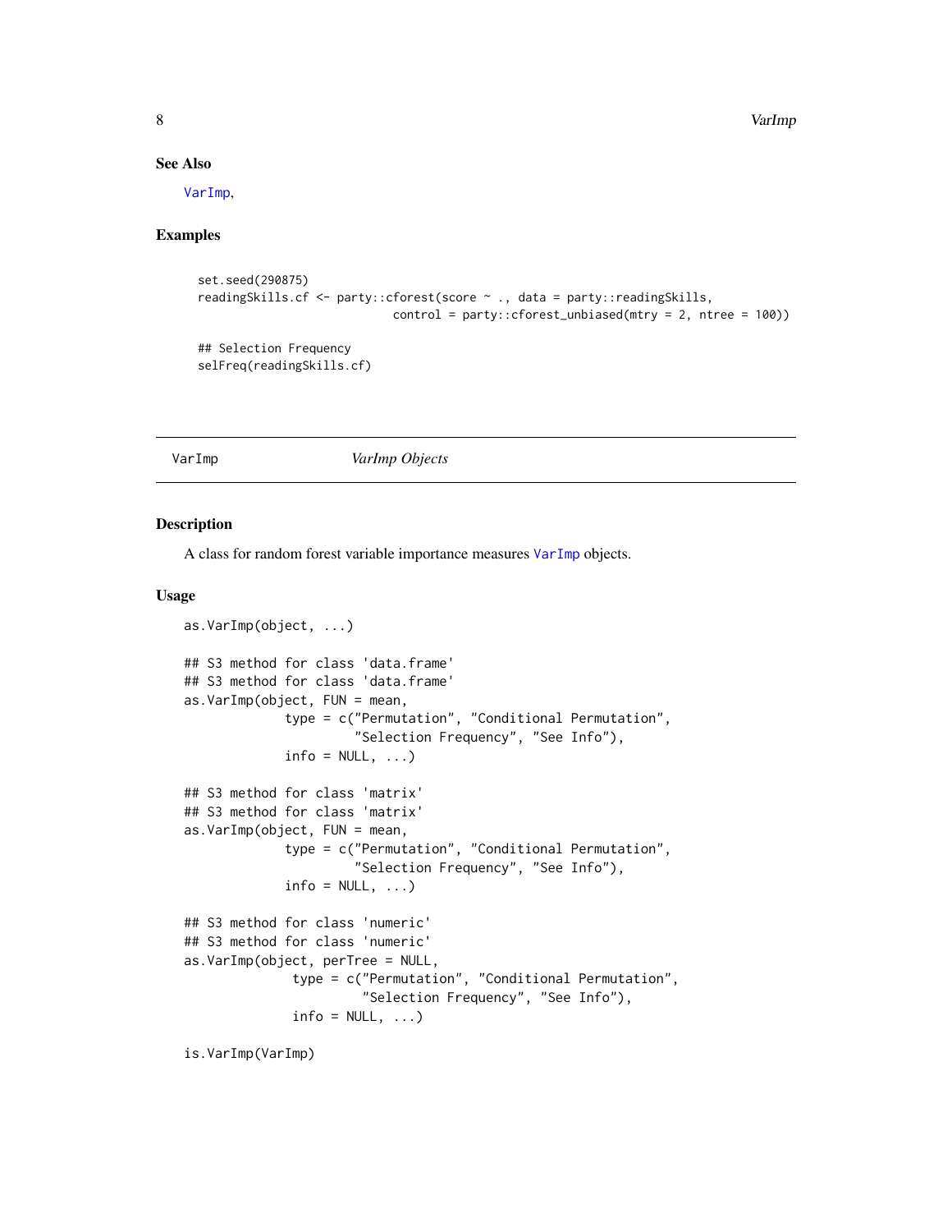## See Also

VarImp,

## Examples

```
set.seed(290875)
readingSkills.cf <- party::cforest(score ~ ., data = party::readingSkills,
                              control = party::cforest_unbiased(mtry = 2, ntree = 100))

## Selection Frequency
selFreq(readingSkills.cf)
```

---

VarImp *VarImp Objects*

---

## Description

A class for random forest variable importance measures VarImp objects.

## Usage

```
as.VarImp(object, ...)

## S3 method for class 'data.frame'
## S3 method for class 'data.frame'
as.VarImp(object, FUN = mean,
            type = c("Permutation", "Conditional Permutation",
                     "Selection Frequency", "See Info"),
            info = NULL, ...)

## S3 method for class 'matrix'
## S3 method for class 'matrix'
as.VarImp(object, FUN = mean,
            type = c("Permutation", "Conditional Permutation",
                     "Selection Frequency", "See Info"),
            info = NULL, ...)

## S3 method for class 'numeric'
## S3 method for class 'numeric'
as.VarImp(object, perTree = NULL,
             type = c("Permutation", "Conditional Permutation",
                      "Selection Frequency", "See Info"),
             info = NULL, ...)

is.VarImp(VarImp)
```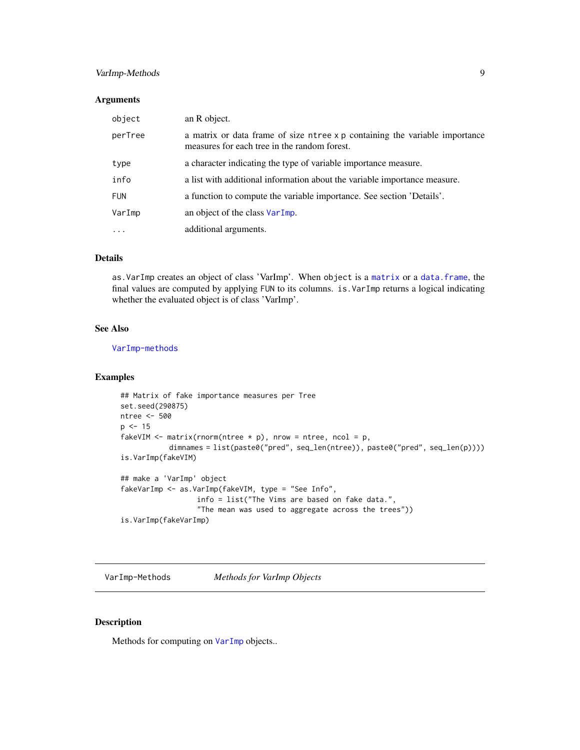### Arguments

| | |
|---|---|
| `object` | an R object. |
| `perTree` | a matrix or data frame of size `ntree` x `p` containing the variable importance measures for each tree in the random forest. |
| `type` | a character indicating the type of variable importance measure. |
| `info` | a list with additional information about the variable importance measure. |
| `FUN` | a function to compute the variable importance. See section 'Details'. |
| `VarImp` | an object of the class `VarImp`. |
| `...` | additional arguments. |

### Details

`as.VarImp` creates an object of class 'VarImp'. When `object` is a `matrix` or a `data.frame`, the final values are computed by applying `FUN` to its columns. `is.VarImp` returns a logical indicating whether the evaluated object is of class 'VarImp'.

### See Also

`VarImp-methods`

### Examples

```
## Matrix of fake importance measures per Tree
set.seed(290875)
ntree <- 500
p <- 15
fakeVIM <- matrix(rnorm(ntree * p), nrow = ntree, ncol = p,
            dimnames = list(paste0("pred", seq_len(ntree)), paste0("pred", seq_len(p))))
is.VarImp(fakeVIM)

## make a 'VarImp' object
fakeVarImp <- as.VarImp(fakeVIM, type = "See Info",
                  info = list("The Vims are based on fake data.",
                  "The mean was used to aggregate across the trees"))
is.VarImp(fakeVarImp)
```

---

## VarImp-Methods — *Methods for VarImp Objects*

---

### Description

Methods for computing on `VarImp` objects..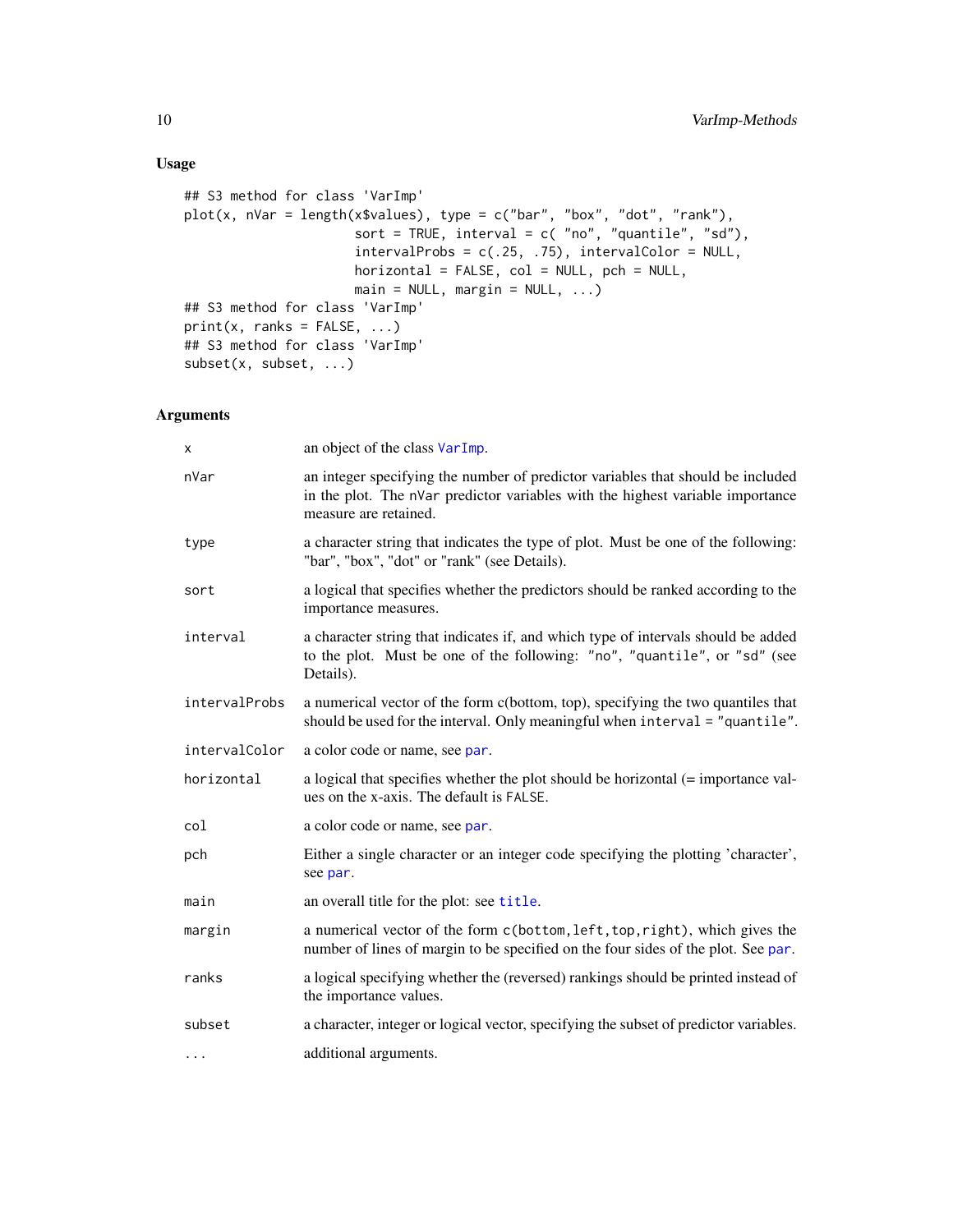### Usage

```
## S3 method for class 'VarImp'
plot(x, nVar = length(x$values), type = c("bar", "box", "dot", "rank"),
                    sort = TRUE, interval = c( "no", "quantile", "sd"),
                    intervalProbs = c(.25, .75), intervalColor = NULL,
                    horizontal = FALSE, col = NULL, pch = NULL,
                    main = NULL, margin = NULL, ...)
## S3 method for class 'VarImp'
print(x, ranks = FALSE, ...)
## S3 method for class 'VarImp'
subset(x, subset, ...)
```

### Arguments

| | |
|---|---|
| `x` | an object of the class VarImp. |
| `nVar` | an integer specifying the number of predictor variables that should be included in the plot. The `nVar` predictor variables with the highest variable importance measure are retained. |
| `type` | a character string that indicates the type of plot. Must be one of the following: "bar", "box", "dot" or "rank" (see Details). |
| `sort` | a logical that specifies whether the predictors should be ranked according to the importance measures. |
| `interval` | a character string that indicates if, and which type of intervals should be added to the plot. Must be one of the following: "no", "quantile", or "sd" (see Details). |
| `intervalProbs` | a numerical vector of the form c(bottom, top), specifying the two quantiles that should be used for the interval. Only meaningful when `interval = "quantile"`. |
| `intervalColor` | a color code or name, see par. |
| `horizontal` | a logical that specifies whether the plot should be horizontal (= importance values on the x-axis. The default is `FALSE`. |
| `col` | a color code or name, see par. |
| `pch` | Either a single character or an integer code specifying the plotting 'character', see par. |
| `main` | an overall title for the plot: see title. |
| `margin` | a numerical vector of the form `c(bottom,left,top,right)`, which gives the number of lines of margin to be specified on the four sides of the plot. See par. |
| `ranks` | a logical specifying whether the (reversed) rankings should be printed instead of the importance values. |
| `subset` | a character, integer or logical vector, specifying the subset of predictor variables. |
| `...` | additional arguments. |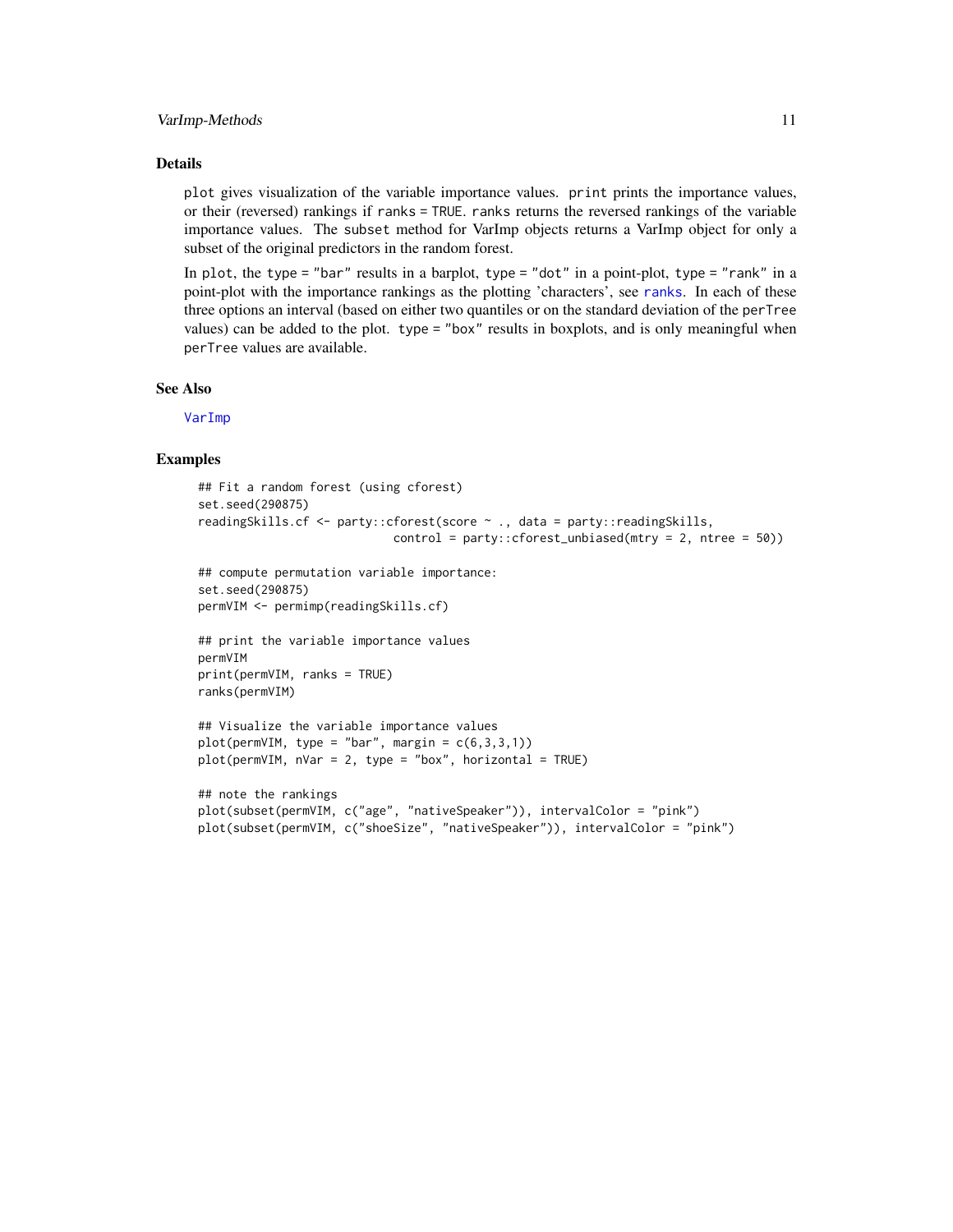### Details

`plot` gives visualization of the variable importance values. `print` prints the importance values, or their (reversed) rankings if `ranks = TRUE`. `ranks` returns the reversed rankings of the variable importance values. The `subset` method for VarImp objects returns a VarImp object for only a subset of the original predictors in the random forest.

In `plot`, the `type = "bar"` results in a barplot, `type = "dot"` in a point-plot, `type = "rank"` in a point-plot with the importance rankings as the plotting 'characters', see `ranks`. In each of these three options an interval (based on either two quantiles or on the standard deviation of the `perTree` values) can be added to the plot. `type = "box"` results in boxplots, and is only meaningful when `perTree` values are available.

### See Also

`VarImp`

### Examples

```
## Fit a random forest (using cforest)
set.seed(290875)
readingSkills.cf <- party::cforest(score ~ ., data = party::readingSkills,
                            control = party::cforest_unbiased(mtry = 2, ntree = 50))

## compute permutation variable importance:
set.seed(290875)
permVIM <- permimp(readingSkills.cf)

## print the variable importance values
permVIM
print(permVIM, ranks = TRUE)
ranks(permVIM)

## Visualize the variable importance values
plot(permVIM, type = "bar", margin = c(6,3,3,1))
plot(permVIM, nVar = 2, type = "box", horizontal = TRUE)

## note the rankings
plot(subset(permVIM, c("age", "nativeSpeaker")), intervalColor = "pink")
plot(subset(permVIM, c("shoeSize", "nativeSpeaker")), intervalColor = "pink")
```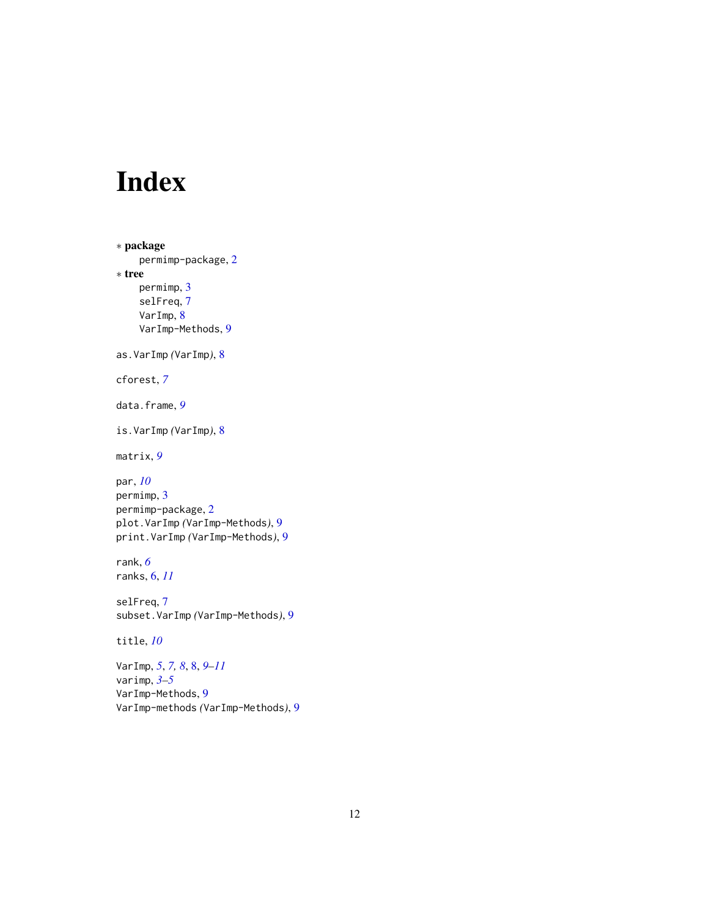# Index

∗ **package**
    permimp-package, 2
∗ **tree**
    permimp, 3
    selFreq, 7
    VarImp, 8
    VarImp-Methods, 9

as.VarImp *(*VarImp*)*, 8

cforest, *7*

data.frame, *9*

is.VarImp *(*VarImp*)*, 8

matrix, *9*

par, *10*
permimp, 3
permimp-package, 2
plot.VarImp *(*VarImp-Methods*)*, 9
print.VarImp *(*VarImp-Methods*)*, 9

rank, *6*
ranks, 6, *11*

selFreq, 7
subset.VarImp *(*VarImp-Methods*)*, 9

title, *10*

VarImp, *5*, *7, 8*, 8, *9–11*
varimp, *3–5*
VarImp-Methods, 9
VarImp-methods *(*VarImp-Methods*)*, 9